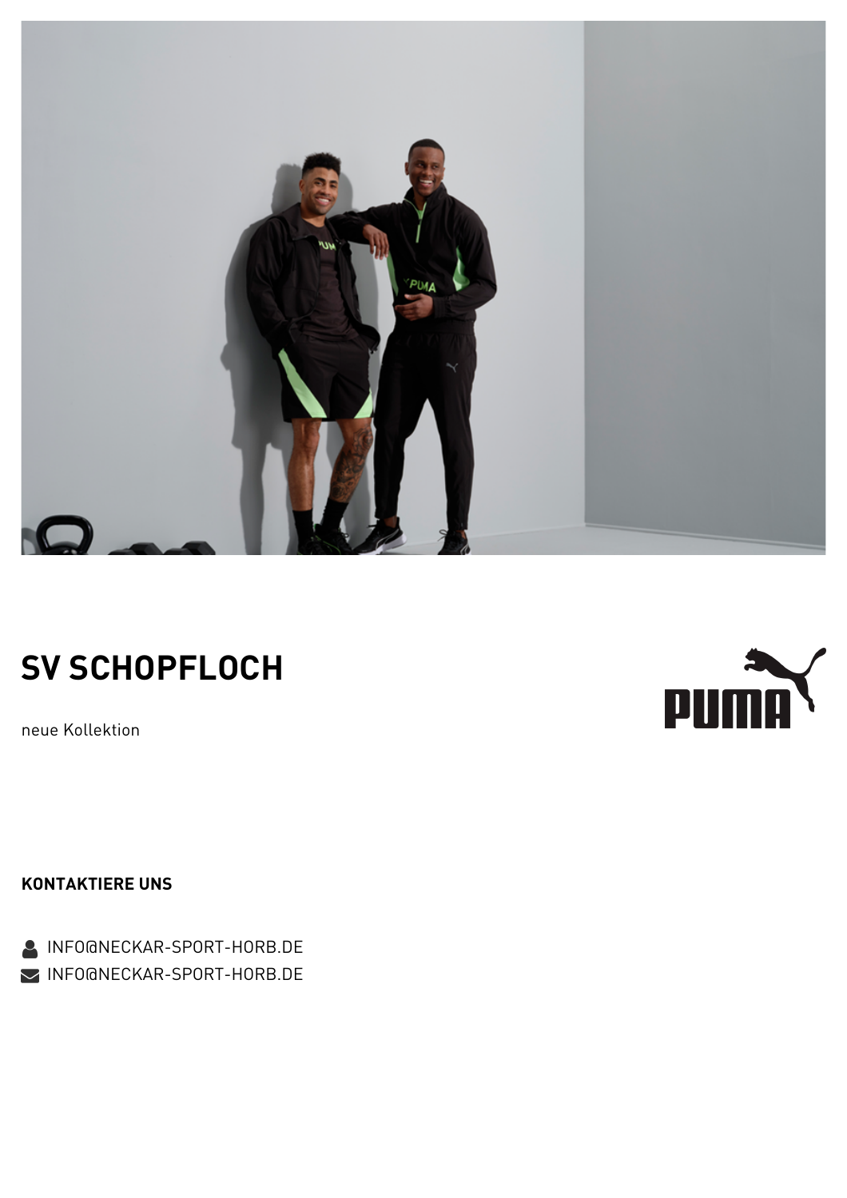# SV SCHOPFLOCH

neue Kollektion

**KONTAKTIERE UNS**

INFO@NECKAR-SPORT-HORB.DE
INFO@NECKAR-SPORT-HORB.DE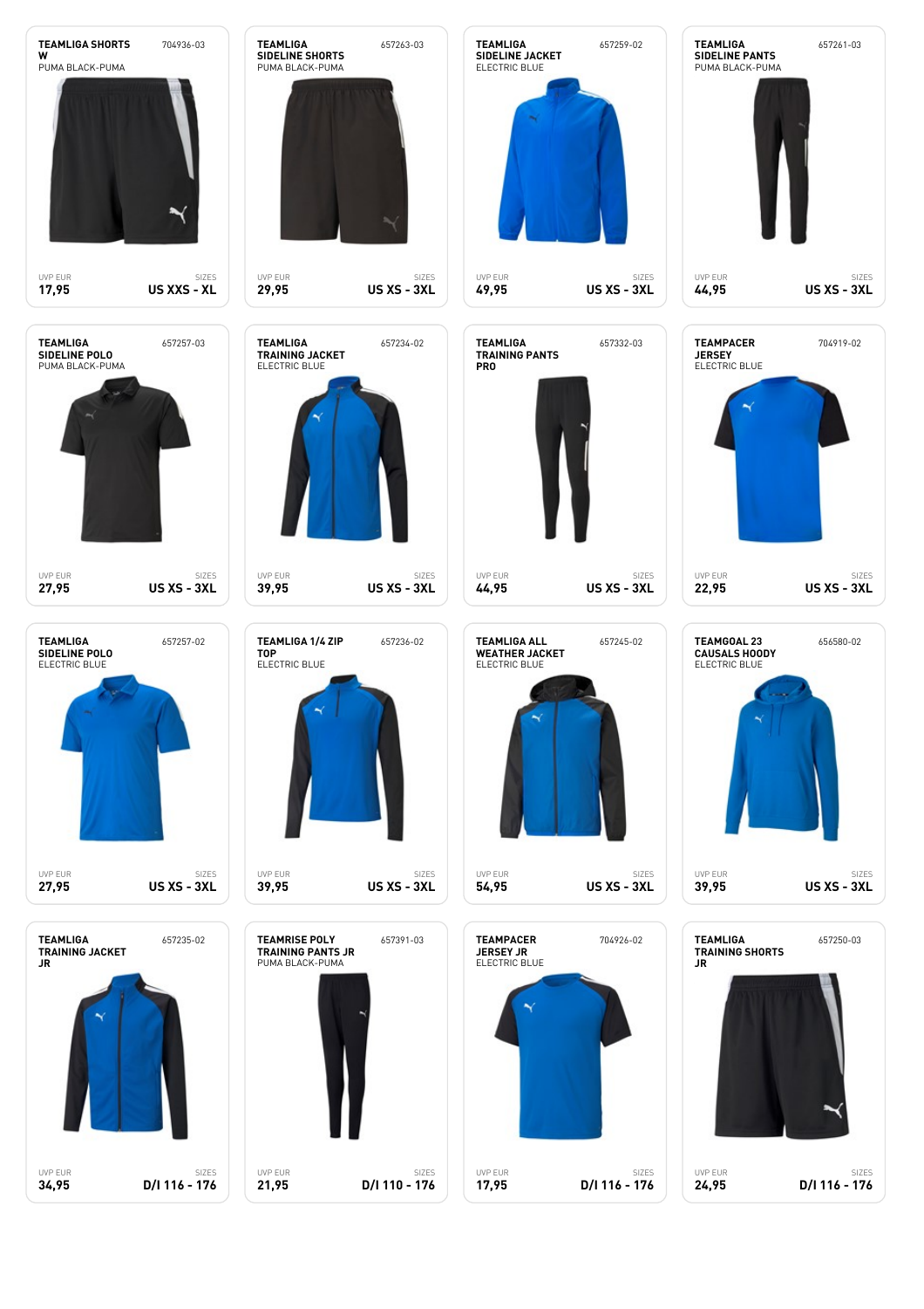**TEAMLIGA SHORTS W** 704936-03
PUMA BLACK-PUMA

UVP EUR **17,95**
SIZES **US XXS - XL**

**TEAMLIGA SIDELINE SHORTS** 657263-03
PUMA BLACK-PUMA

UVP EUR **29,95**
SIZES **US XS - 3XL**

**TEAMLIGA SIDELINE JACKET** 657259-02
ELECTRIC BLUE

UVP EUR **49,95**
SIZES **US XS - 3XL**

**TEAMLIGA SIDELINE PANTS** 657261-03
PUMA BLACK-PUMA

UVP EUR **44,95**
SIZES **US XS - 3XL**

**TEAMLIGA SIDELINE POLO** 657257-03
PUMA BLACK-PUMA

UVP EUR **27,95**
SIZES **US XS - 3XL**

**TEAMLIGA TRAINING JACKET** 657234-02
ELECTRIC BLUE

UVP EUR **39,95**
SIZES **US XS - 3XL**

**TEAMLIGA TRAINING PANTS PRO** 657332-03

UVP EUR **44,95**
SIZES **US XS - 3XL**

**TEAMPACER JERSEY** 704919-02
ELECTRIC BLUE

UVP EUR **22,95**
SIZES **US XS - 3XL**

**TEAMLIGA SIDELINE POLO** 657257-02
ELECTRIC BLUE

UVP EUR **27,95**
SIZES **US XS - 3XL**

**TEAMLIGA 1/4 ZIP TOP** 657236-02
ELECTRIC BLUE

UVP EUR **39,95**
SIZES **US XS - 3XL**

**TEAMLIGA ALL WEATHER JACKET** 657245-02
ELECTRIC BLUE

UVP EUR **54,95**
SIZES **US XS - 3XL**

**TEAMGOAL 23 CAUSALS HOODY** 656580-02
ELECTRIC BLUE

UVP EUR **39,95**
SIZES **US XS - 3XL**

**TEAMLIGA TRAINING JACKET JR** 657235-02

UVP EUR **34,95**
SIZES **D/I 116 - 176**

**TEAMRISE POLY TRAINING PANTS JR** 657391-03
PUMA BLACK-PUMA

UVP EUR **21,95**
SIZES **D/I 110 - 176**

**TEAMPACER JERSEY JR** 704926-02
ELECTRIC BLUE

UVP EUR **17,95**
SIZES **D/I 116 - 176**

**TEAMLIGA TRAINING SHORTS JR** 657250-03

UVP EUR **24,95**
SIZES **D/I 116 - 176**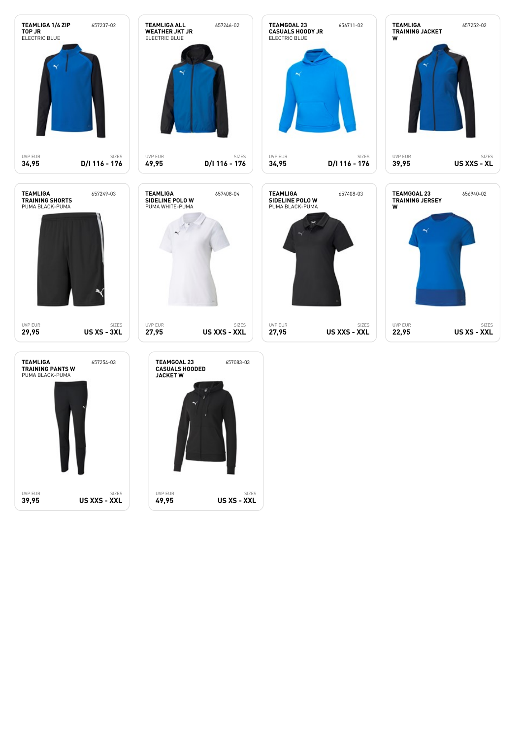**TEAMLIGA 1/4 ZIP TOP JR**
657237-02
ELECTRIC BLUE

UVP EUR
34,95

SIZES
D/I 116 - 176

**TEAMLIGA ALL WEATHER JKT JR**
657246-02
ELECTRIC BLUE

UVP EUR
49,95

SIZES
D/I 116 - 176

**TEAMGOAL 23 CASUALS HOODY JR**
656711-02
ELECTRIC BLUE

UVP EUR
34,95

SIZES
D/I 116 - 176

**TEAMLIGA TRAINING JACKET W**
657252-02

UVP EUR
39,95

SIZES
US XXS - XL

**TEAMLIGA TRAINING SHORTS**
657249-03
PUMA BLACK-PUMA

UVP EUR
29,95

SIZES
US XS - 3XL

**TEAMLIGA SIDELINE POLO W**
657408-04
PUMA WHITE-PUMA

UVP EUR
27,95

SIZES
US XXS - XXL

**TEAMLIGA SIDELINE POLO W**
657408-03
PUMA BLACK-PUMA

UVP EUR
27,95

SIZES
US XXS - XXL

**TEAMGOAL 23 TRAINING JERSEY W**
656940-02

UVP EUR
22,95

SIZES
US XS - XXL

**TEAMLIGA TRAINING PANTS W**
657254-03
PUMA BLACK-PUMA

UVP EUR
39,95

SIZES
US XXS - XXL

**TEAMGOAL 23 CASUALS HOODED JACKET W**
657083-03

UVP EUR
49,95

SIZES
US XS - XXL